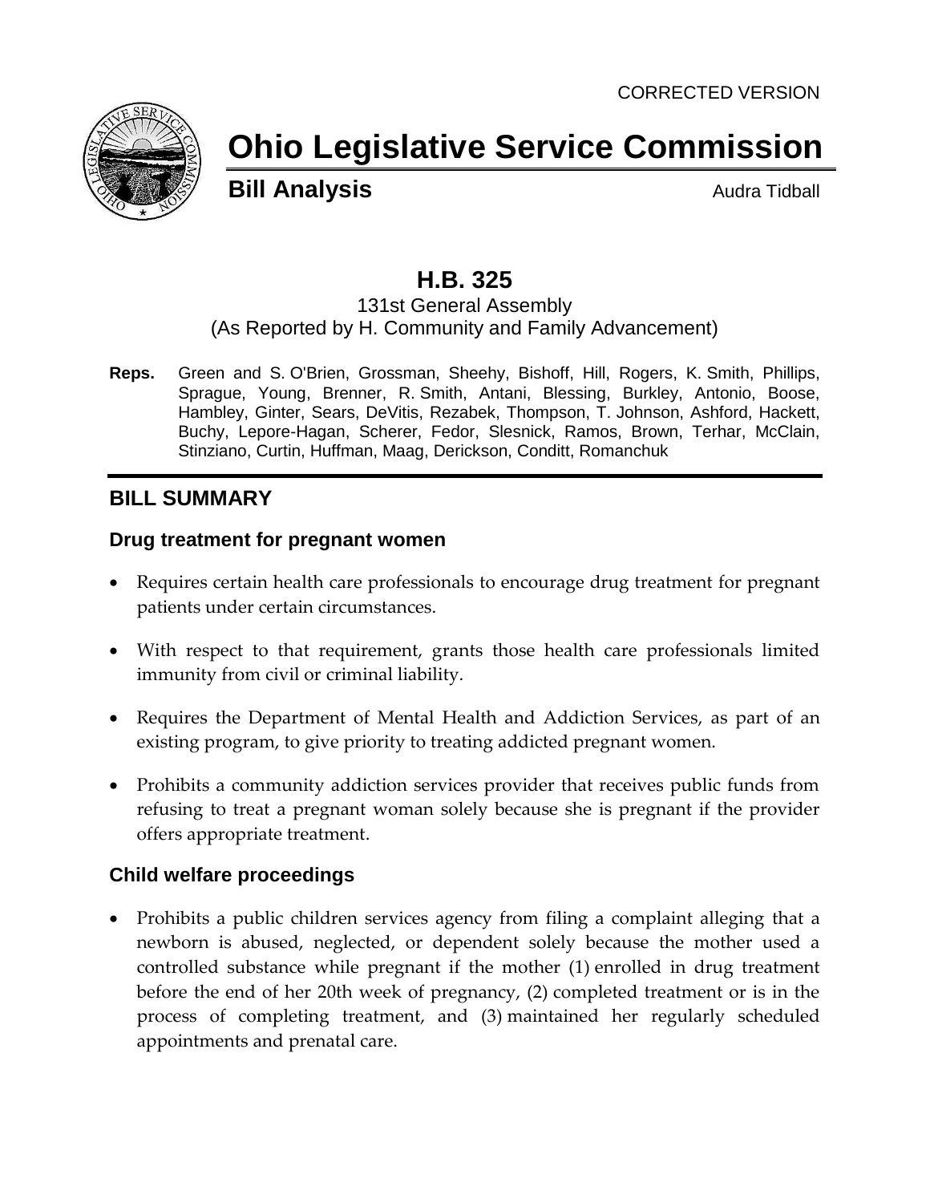CORRECTED VERSION

# Ohio Legislative Service Commission

**Bill Analysis**

Audra Tidball

## H.B. 325

131st General Assembly
(As Reported by H. Community and Family Advancement)

**Reps.** Green and S. O'Brien, Grossman, Sheehy, Bishoff, Hill, Rogers, K. Smith, Phillips, Sprague, Young, Brenner, R. Smith, Antani, Blessing, Burkley, Antonio, Boose, Hambley, Ginter, Sears, DeVitis, Rezabek, Thompson, T. Johnson, Ashford, Hackett, Buchy, Lepore-Hagan, Scherer, Fedor, Slesnick, Ramos, Brown, Terhar, McClain, Stinziano, Curtin, Huffman, Maag, Derickson, Conditt, Romanchuk

## BILL SUMMARY

### Drug treatment for pregnant women

- Requires certain health care professionals to encourage drug treatment for pregnant patients under certain circumstances.
- With respect to that requirement, grants those health care professionals limited immunity from civil or criminal liability.
- Requires the Department of Mental Health and Addiction Services, as part of an existing program, to give priority to treating addicted pregnant women.
- Prohibits a community addiction services provider that receives public funds from refusing to treat a pregnant woman solely because she is pregnant if the provider offers appropriate treatment.

### Child welfare proceedings

- Prohibits a public children services agency from filing a complaint alleging that a newborn is abused, neglected, or dependent solely because the mother used a controlled substance while pregnant if the mother (1) enrolled in drug treatment before the end of her 20th week of pregnancy, (2) completed treatment or is in the process of completing treatment, and (3) maintained her regularly scheduled appointments and prenatal care.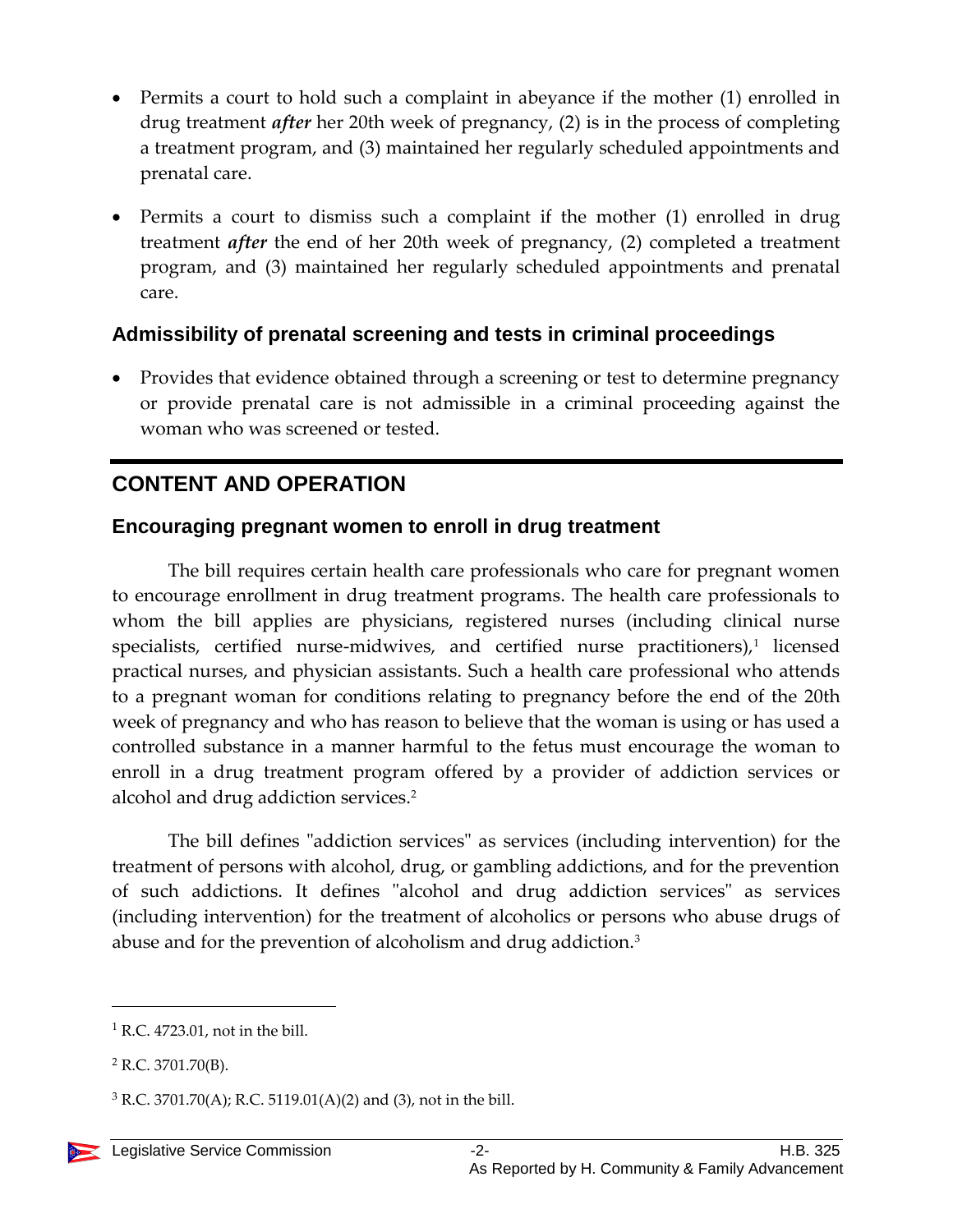- Permits a court to hold such a complaint in abeyance if the mother (1) enrolled in drug treatment ***after*** her 20th week of pregnancy, (2) is in the process of completing a treatment program, and (3) maintained her regularly scheduled appointments and prenatal care.

- Permits a court to dismiss such a complaint if the mother (1) enrolled in drug treatment ***after*** the end of her 20th week of pregnancy, (2) completed a treatment program, and (3) maintained her regularly scheduled appointments and prenatal care.

### Admissibility of prenatal screening and tests in criminal proceedings

- Provides that evidence obtained through a screening or test to determine pregnancy or provide prenatal care is not admissible in a criminal proceeding against the woman who was screened or tested.

## CONTENT AND OPERATION

### Encouraging pregnant women to enroll in drug treatment

The bill requires certain health care professionals who care for pregnant women to encourage enrollment in drug treatment programs. The health care professionals to whom the bill applies are physicians, registered nurses (including clinical nurse specialists, certified nurse-midwives, and certified nurse practitioners),[1] licensed practical nurses, and physician assistants. Such a health care professional who attends to a pregnant woman for conditions relating to pregnancy before the end of the 20th week of pregnancy and who has reason to believe that the woman is using or has used a controlled substance in a manner harmful to the fetus must encourage the woman to enroll in a drug treatment program offered by a provider of addiction services or alcohol and drug addiction services.[2]

The bill defines "addiction services" as services (including intervention) for the treatment of persons with alcohol, drug, or gambling addictions, and for the prevention of such addictions. It defines "alcohol and drug addiction services" as services (including intervention) for the treatment of alcoholics or persons who abuse drugs of abuse and for the prevention of alcoholism and drug addiction.[3]

---

[1] R.C. 4723.01, not in the bill.

[2] R.C. 3701.70(B).

[3] R.C. 3701.70(A); R.C. 5119.01(A)(2) and (3), not in the bill.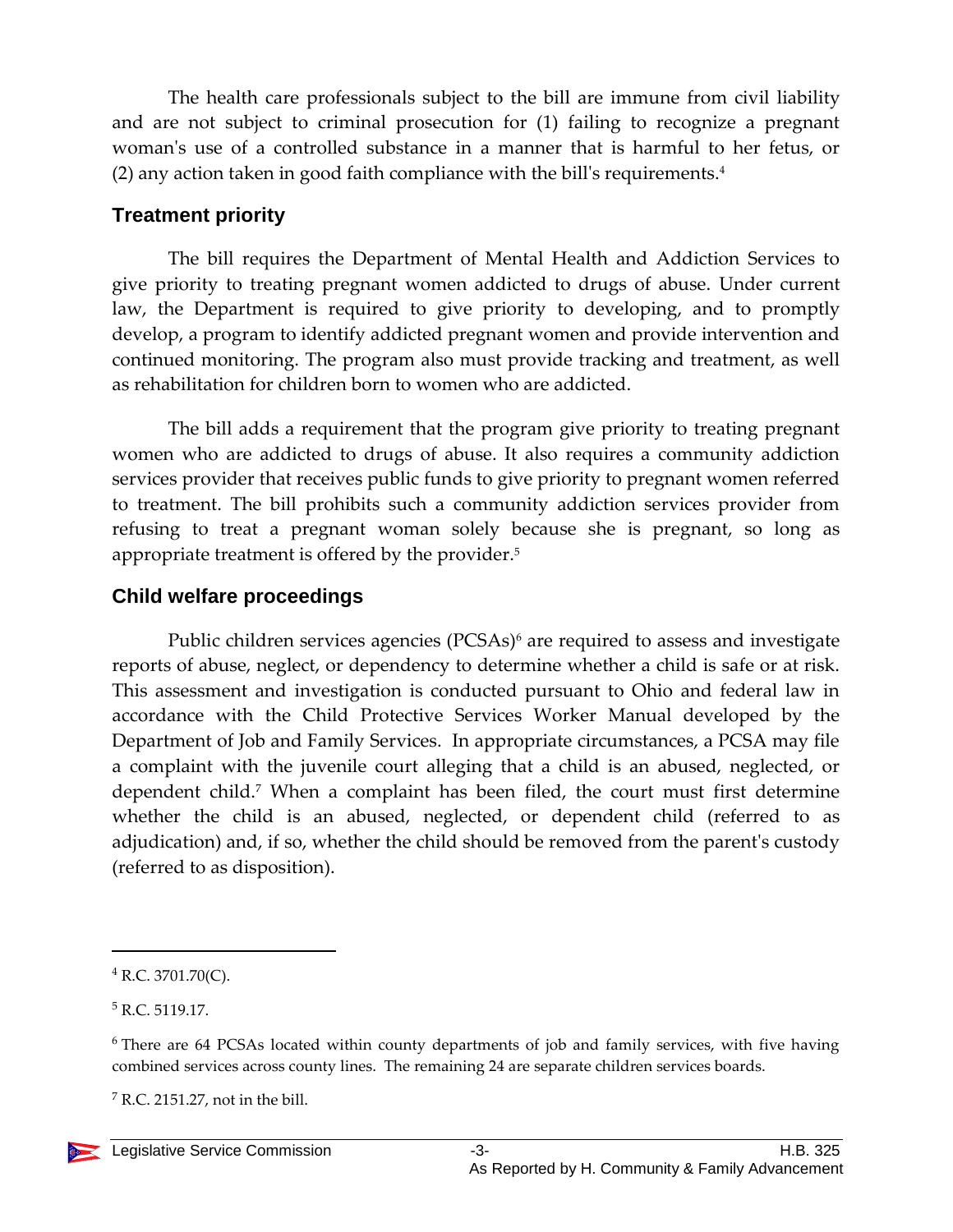The health care professionals subject to the bill are immune from civil liability and are not subject to criminal prosecution for (1) failing to recognize a pregnant woman's use of a controlled substance in a manner that is harmful to her fetus, or (2) any action taken in good faith compliance with the bill's requirements.[4]

### Treatment priority

The bill requires the Department of Mental Health and Addiction Services to give priority to treating pregnant women addicted to drugs of abuse. Under current law, the Department is required to give priority to developing, and to promptly develop, a program to identify addicted pregnant women and provide intervention and continued monitoring. The program also must provide tracking and treatment, as well as rehabilitation for children born to women who are addicted.

The bill adds a requirement that the program give priority to treating pregnant women who are addicted to drugs of abuse. It also requires a community addiction services provider that receives public funds to give priority to pregnant women referred to treatment. The bill prohibits such a community addiction services provider from refusing to treat a pregnant woman solely because she is pregnant, so long as appropriate treatment is offered by the provider.[5]

### Child welfare proceedings

Public children services agencies (PCSAs)[6] are required to assess and investigate reports of abuse, neglect, or dependency to determine whether a child is safe or at risk. This assessment and investigation is conducted pursuant to Ohio and federal law in accordance with the Child Protective Services Worker Manual developed by the Department of Job and Family Services. In appropriate circumstances, a PCSA may file a complaint with the juvenile court alleging that a child is an abused, neglected, or dependent child.[7] When a complaint has been filed, the court must first determine whether the child is an abused, neglected, or dependent child (referred to as adjudication) and, if so, whether the child should be removed from the parent's custody (referred to as disposition).

---

[4] R.C. 3701.70(C).

[5] R.C. 5119.17.

[6] There are 64 PCSAs located within county departments of job and family services, with five having combined services across county lines. The remaining 24 are separate children services boards.

[7] R.C. 2151.27, not in the bill.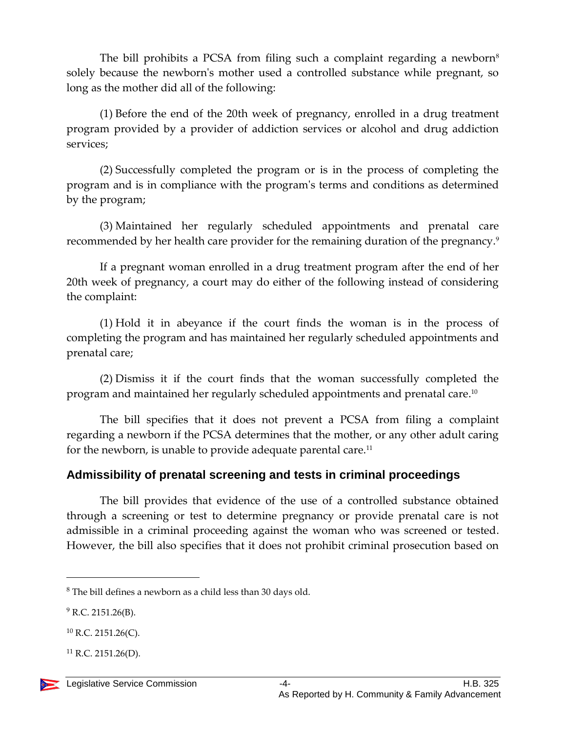The bill prohibits a PCSA from filing such a complaint regarding a newborn[8] solely because the newborn's mother used a controlled substance while pregnant, so long as the mother did all of the following:

(1) Before the end of the 20th week of pregnancy, enrolled in a drug treatment program provided by a provider of addiction services or alcohol and drug addiction services;

(2) Successfully completed the program or is in the process of completing the program and is in compliance with the program's terms and conditions as determined by the program;

(3) Maintained her regularly scheduled appointments and prenatal care recommended by her health care provider for the remaining duration of the pregnancy.[9]

If a pregnant woman enrolled in a drug treatment program after the end of her 20th week of pregnancy, a court may do either of the following instead of considering the complaint:

(1) Hold it in abeyance if the court finds the woman is in the process of completing the program and has maintained her regularly scheduled appointments and prenatal care;

(2) Dismiss it if the court finds that the woman successfully completed the program and maintained her regularly scheduled appointments and prenatal care.[10]

The bill specifies that it does not prevent a PCSA from filing a complaint regarding a newborn if the PCSA determines that the mother, or any other adult caring for the newborn, is unable to provide adequate parental care.[11]

### Admissibility of prenatal screening and tests in criminal proceedings

The bill provides that evidence of the use of a controlled substance obtained through a screening or test to determine pregnancy or provide prenatal care is not admissible in a criminal proceeding against the woman who was screened or tested. However, the bill also specifies that it does not prohibit criminal prosecution based on

---

[8] The bill defines a newborn as a child less than 30 days old.

[9] R.C. 2151.26(B).

[10] R.C. 2151.26(C).

[11] R.C. 2151.26(D).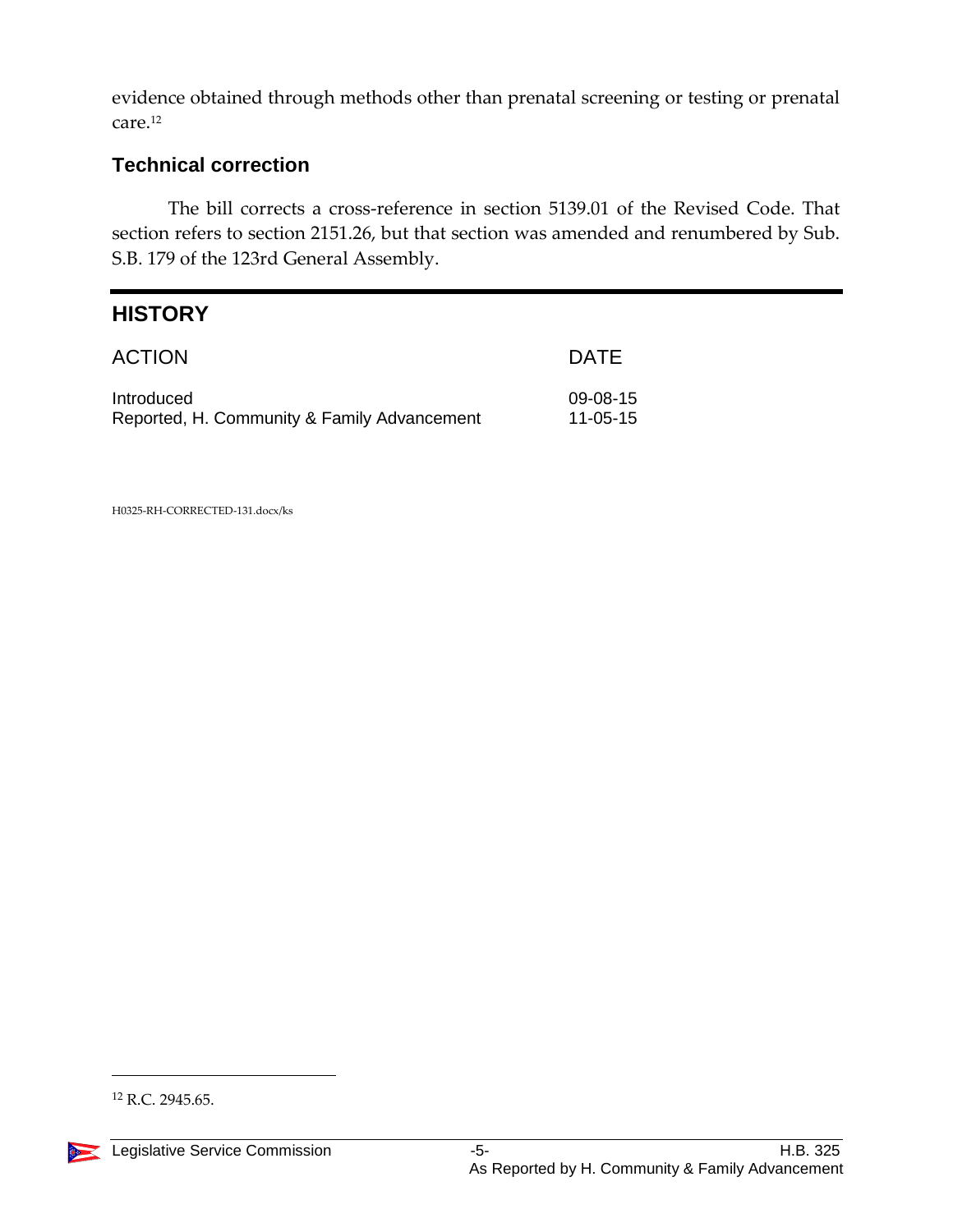evidence obtained through methods other than prenatal screening or testing or prenatal care.[12]

### Technical correction

The bill corrects a cross-reference in section 5139.01 of the Revised Code. That section refers to section 2151.26, but that section was amended and renumbered by Sub. S.B. 179 of the 123rd General Assembly.

## HISTORY

| ACTION | DATE |
| --- | --- |
| Introduced | 09-08-15 |
| Reported, H. Community & Family Advancement | 11-05-15 |

H0325-RH-CORRECTED-131.docx/ks

[12] R.C. 2945.65.